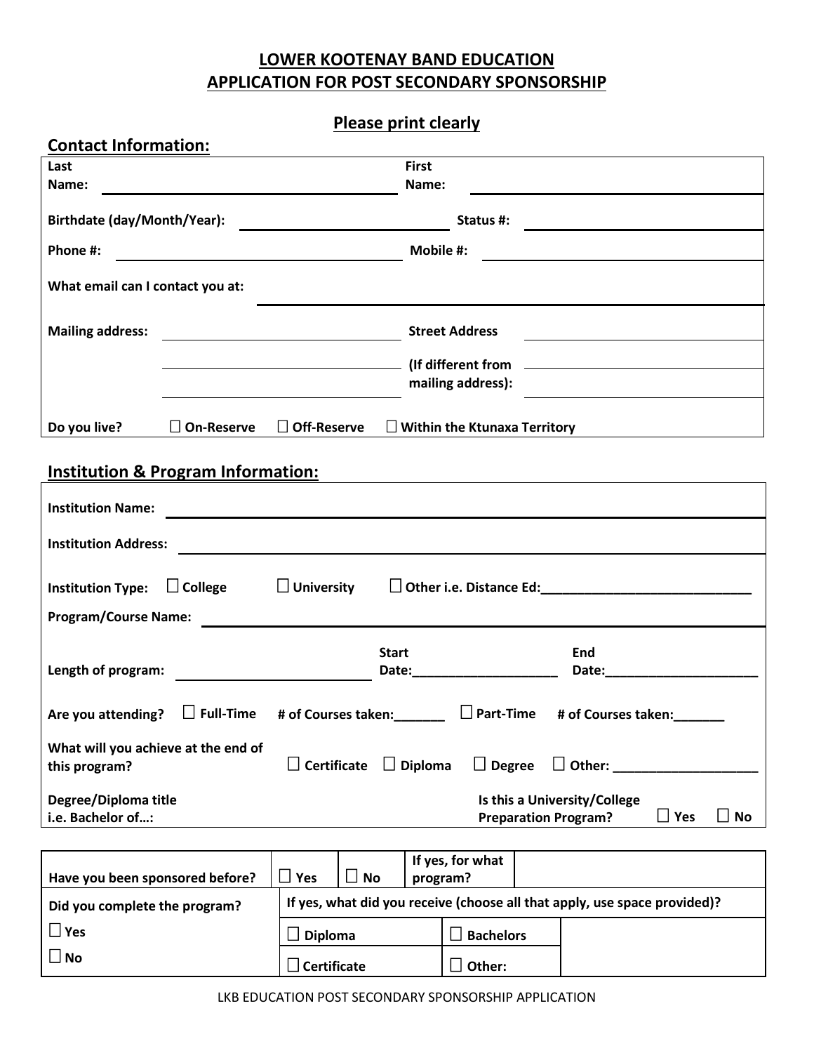# LOWER KOOTENAY BAND EDUCATION
# APPLICATION FOR POST SECONDARY SPONSORSHIP

## Please print clearly

## Contact Information:

**Last Name:** ____________________ **First Name:** ____________________

**Birthdate (day/Month/Year):** ____________________ **Status #:** ____________________

**Phone #:** ____________________ **Mobile #:** ____________________

**What email can I contact you at:** ____________________

**Mailing address:** ____________________ **Street Address (If different from mailing address):** ____________________

**Do you live?** ☐ On-Reserve ☐ Off-Reserve ☐ Within the Ktunaxa Territory

## Institution & Program Information:

**Institution Name:** ____________________

**Institution Address:** ____________________

**Institution Type:** ☐ College ☐ University ☐ Other i.e. Distance Ed:____________________

**Program/Course Name:** ____________________

**Length of program:** ____________________ **Start Date:**____________________ **End Date:**____________________

**Are you attending?** ☐ Full-Time **# of Courses taken:**_______ ☐ Part-Time **# of Courses taken:**_______

**What will you achieve at the end of this program?** ☐ Certificate ☐ Diploma ☐ Degree ☐ Other: ____________________

**Degree/Diploma title i.e. Bachelor of…:** ____________________ **Is this a University/College Preparation Program?** ☐ Yes ☐ No

| Have you been sponsored before? | ☐ Yes | ☐ No | If yes, for what program? | |
|---|---|---|---|---|
| Did you complete the program? | If yes, what did you receive (choose all that apply, use space provided)? | | | |
| ☐ Yes | ☐ Diploma | | ☐ Bachelors | |
| ☐ No | ☐ Certificate | | ☐ Other: | |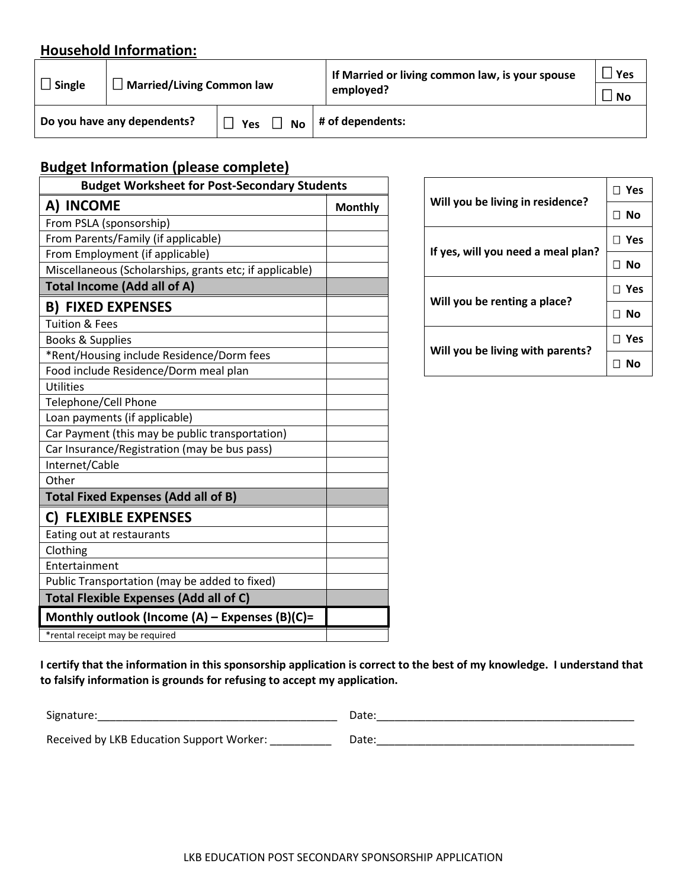## Household Information:

| | | | |
|---|---|---|---|
| ☐ Single | ☐ Married/Living Common law | If Married or living common law, is your spouse employed? | ☐ Yes<br>☐ No |
| Do you have any dependents? | ☐ Yes ☐ No | # of dependents: | |

## Budget Information (please complete)

| Budget Worksheet for Post-Secondary Students | |
|---|---|
| **A) INCOME** | **Monthly** |
| From PSLA (sponsorship) | |
| From Parents/Family (if applicable) | |
| From Employment (if applicable) | |
| Miscellaneous (Scholarships, grants etc; if applicable) | |
| **Total Income (Add all of A)** | |
| **B) FIXED EXPENSES** | |
| Tuition & Fees | |
| Books & Supplies | |
| *Rent/Housing include Residence/Dorm fees | |
| Food include Residence/Dorm meal plan | |
| Utilities | |
| Telephone/Cell Phone | |
| Loan payments (if applicable) | |
| Car Payment (this may be public transportation) | |
| Car Insurance/Registration (may be bus pass) | |
| Internet/Cable | |
| Other | |
| **Total Fixed Expenses (Add all of B)** | |
| **C) FLEXIBLE EXPENSES** | |
| Eating out at restaurants | |
| Clothing | |
| Entertainment | |
| Public Transportation (may be added to fixed) | |
| **Total Flexible Expenses (Add all of C)** | |
| **Monthly outlook (Income (A) – Expenses (B)(C)=** | |
| *rental receipt may be required | |

| | |
|---|---|
| **Will you be living in residence?** | ☐ **Yes**<br>☐ **No** |
| **If yes, will you need a meal plan?** | ☐ **Yes**<br>☐ **No** |
| **Will you be renting a place?** | ☐ **Yes**<br>☐ **No** |
| **Will you be living with parents?** | ☐ **Yes**<br>☐ **No** |

**I certify that the information in this sponsorship application is correct to the best of my knowledge. I understand that to falsify information is grounds for refusing to accept my application.**

Signature:________________________________________ Date:____________________________________________

Received by LKB Education Support Worker: __________ Date:____________________________________________